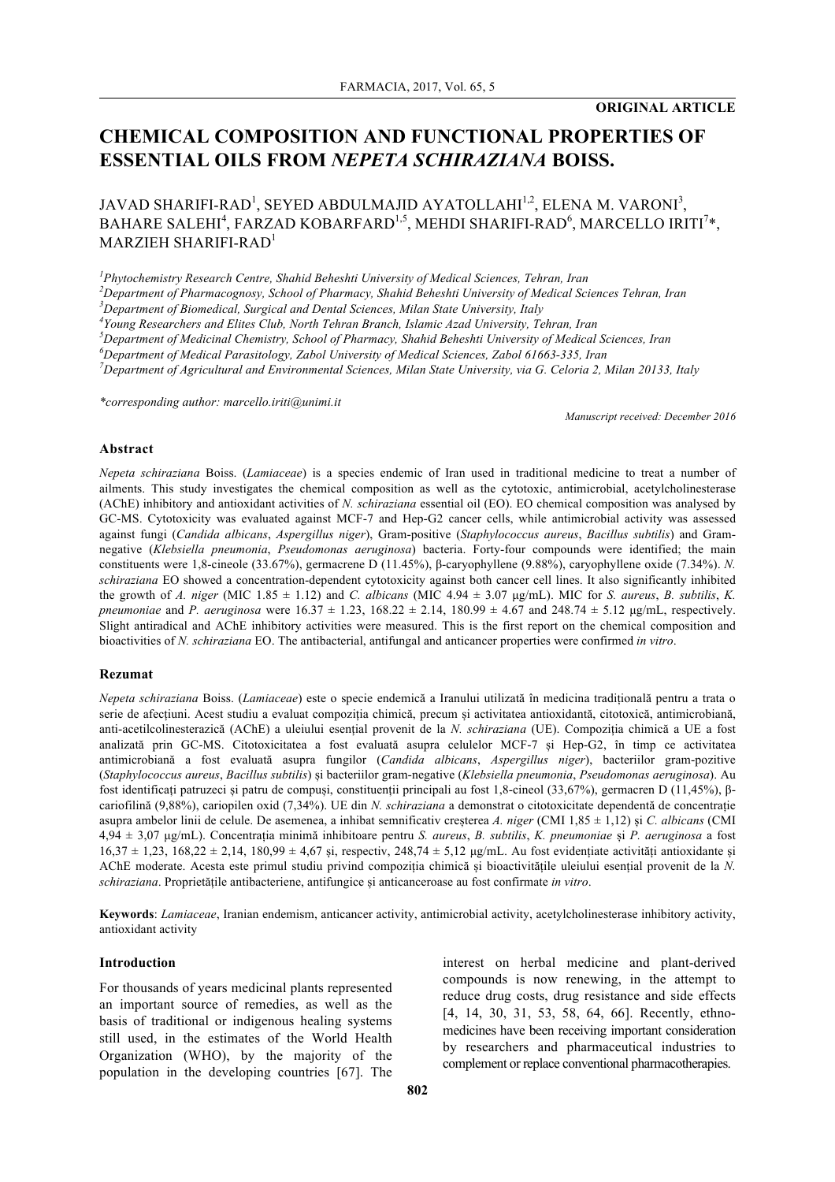**ORIGINAL ARTICLE**

# CHEMICAL COMPOSITION AND FUNCTIONAL PROPERTIES OF ESSENTIAL OILS FROM *NEPETA SCHIRAZIANA* BOISS.

JAVAD SHARIFI-RAD[1], SEYED ABDULMAJID AYATOLLAHI[1,2], ELENA M. VARONI[3], BAHARE SALEHI[4], FARZAD KOBARFARD[1,5], MEHDI SHARIFI-RAD[6], MARCELLO IRITI[7]*, MARZIEH SHARIFI-RAD[1]

[1]*Phytochemistry Research Centre, Shahid Beheshti University of Medical Sciences, Tehran, Iran*
[2]*Department of Pharmacognosy, School of Pharmacy, Shahid Beheshti University of Medical Sciences Tehran, Iran*
[3]*Department of Biomedical, Surgical and Dental Sciences, Milan State University, Italy*
[4]*Young Researchers and Elites Club, North Tehran Branch, Islamic Azad University, Tehran, Iran*
[5]*Department of Medicinal Chemistry, School of Pharmacy, Shahid Beheshti University of Medical Sciences, Iran*
[6]*Department of Medical Parasitology, Zabol University of Medical Sciences, Zabol 61663-335, Iran*
[7]*Department of Agricultural and Environmental Sciences, Milan State University, via G. Celoria 2, Milan 20133, Italy*

*\*corresponding author: marcello.iriti@unimi.it*

*Manuscript received: December 2016*

### Abstract

*Nepeta schiraziana* Boiss. (*Lamiaceae*) is a species endemic of Iran used in traditional medicine to treat a number of ailments. This study investigates the chemical composition as well as the cytotoxic, antimicrobial, acetylcholinesterase (AChE) inhibitory and antioxidant activities of *N. schiraziana* essential oil (EO). EO chemical composition was analysed by GC-MS. Cytotoxicity was evaluated against MCF-7 and Hep-G2 cancer cells, while antimicrobial activity was assessed against fungi (*Candida albicans*, *Aspergillus niger*), Gram-positive (*Staphylococcus aureus*, *Bacillus subtilis*) and Gram-negative (*Klebsiella pneumonia*, *Pseudomonas aeruginosa*) bacteria. Forty-four compounds were identified; the main constituents were 1,8-cineole (33.67%), germacrene D (11.45%), β-caryophyllene (9.88%), caryophyllene oxide (7.34%). *N. schiraziana* EO showed a concentration-dependent cytotoxicity against both cancer cell lines. It also significantly inhibited the growth of *A. niger* (MIC 1.85 ± 1.12) and *C. albicans* (MIC 4.94 ± 3.07 µg/mL). MIC for *S. aureus*, *B. subtilis*, *K. pneumoniae* and *P. aeruginosa* were 16.37 ± 1.23, 168.22 ± 2.14, 180.99 ± 4.67 and 248.74 ± 5.12 µg/mL, respectively. Slight antiradical and AChE inhibitory activities were measured. This is the first report on the chemical composition and bioactivities of *N. schiraziana* EO. The antibacterial, antifungal and anticancer properties were confirmed *in vitro*.

### Rezumat

*Nepeta schiraziana* Boiss. (*Lamiaceae*) este o specie endemică a Iranului utilizată în medicina tradițională pentru a trata o serie de afecțiuni. Acest studiu a evaluat compoziția chimică, precum și activitatea antioxidantă, citotoxică, antimicrobiană, anti-acetilcolinesterazică (AChE) a uleiului esențial provenit de la *N. schiraziana* (UE). Compoziția chimică a UE a fost analizată prin GC-MS. Citotoxicitatea a fost evaluată asupra celulelor MCF-7 și Hep-G2, în timp ce activitatea antimicrobiană a fost evaluată asupra fungilor (*Candida albicans*, *Aspergillus niger*), bacteriilor gram-pozitive (*Staphylococcus aureus*, *Bacillus subtilis*) și bacteriilor gram-negative (*Klebsiella pneumonia*, *Pseudomonas aeruginosa*). Au fost identificați patruzeci și patru de compuși, constituenții principali au fost 1,8-cineol (33,67%), germacren D (11,45%), β-cariofilină (9,88%), cariopilen oxid (7,34%). UE din *N. schiraziana* a demonstrat o citotoxicitate dependentă de concentrație asupra ambelor linii de celule. De asemenea, a inhibat semnificativ creșterea *A. niger* (CMI 1,85 ± 1,12) și *C. albicans* (CMI 4,94 ± 3,07 µg/mL). Concentrația minimă inhibitoare pentru *S. aureus*, *B. subtilis*, *K. pneumoniae* și *P. aeruginosa* a fost 16,37 ± 1,23, 168,22 ± 2,14, 180,99 ± 4,67 și, respectiv, 248,74 ± 5,12 µg/mL. Au fost evidențiate activități antioxidante și AChE moderate. Acesta este primul studiu privind compoziția chimică și bioactivitățile uleiului esențial provenit de la *N. schiraziana*. Proprietățile antibacteriene, antifungice și anticanceroase au fost confirmate *in vitro*.

**Keywords**: *Lamiaceae*, Iranian endemism, anticancer activity, antimicrobial activity, acetylcholinesterase inhibitory activity, antioxidant activity

### Introduction

For thousands of years medicinal plants represented an important source of remedies, as well as the basis of traditional or indigenous healing systems still used, in the estimates of the World Health Organization (WHO), by the majority of the population in the developing countries [67]. The interest on herbal medicine and plant-derived compounds is now renewing, in the attempt to reduce drug costs, drug resistance and side effects [4, 14, 30, 31, 53, 58, 64, 66]. Recently, ethno-medicines have been receiving important consideration by researchers and pharmaceutical industries to complement or replace conventional pharmacotherapies.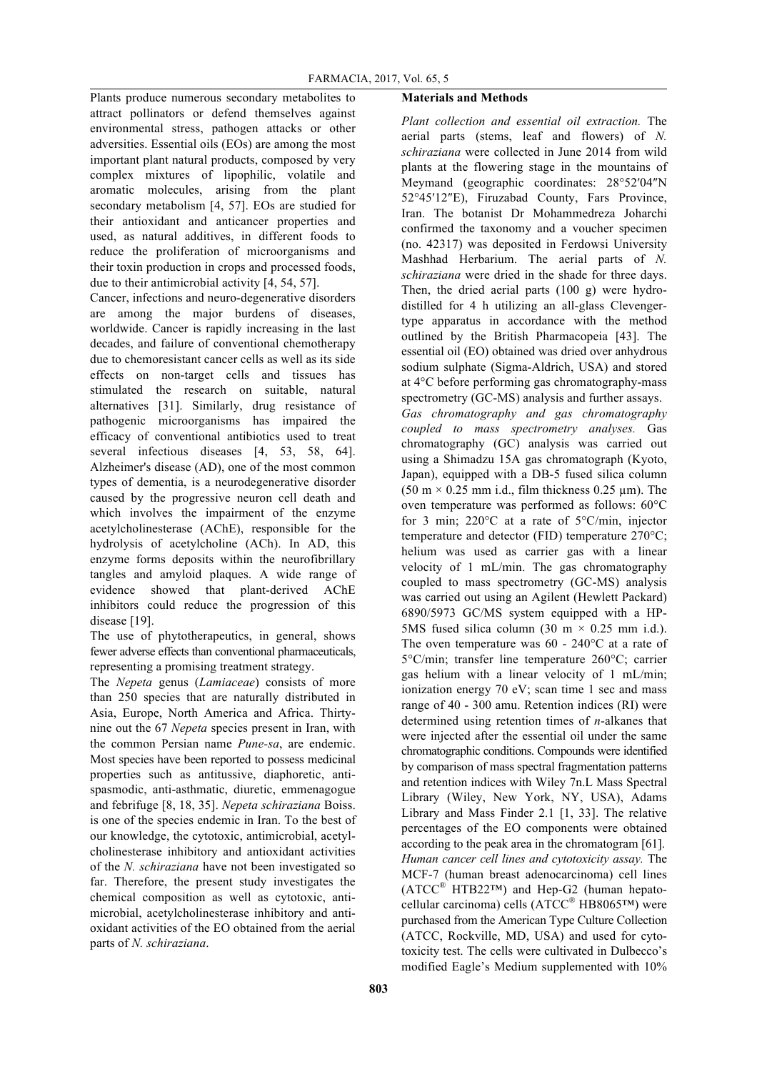Plants produce numerous secondary metabolites to attract pollinators or defend themselves against environmental stress, pathogen attacks or other adversities. Essential oils (EOs) are among the most important plant natural products, composed by very complex mixtures of lipophilic, volatile and aromatic molecules, arising from the plant secondary metabolism [4, 57]. EOs are studied for their antioxidant and anticancer properties and used, as natural additives, in different foods to reduce the proliferation of microorganisms and their toxin production in crops and processed foods, due to their antimicrobial activity [4, 54, 57].

Cancer, infections and neuro-degenerative disorders are among the major burdens of diseases, worldwide. Cancer is rapidly increasing in the last decades, and failure of conventional chemotherapy due to chemoresistant cancer cells as well as its side effects on non-target cells and tissues has stimulated the research on suitable, natural alternatives [31]. Similarly, drug resistance of pathogenic microorganisms has impaired the efficacy of conventional antibiotics used to treat several infectious diseases [4, 53, 58, 64]. Alzheimer's disease (AD), one of the most common types of dementia, is a neurodegenerative disorder caused by the progressive neuron cell death and which involves the impairment of the enzyme acetylcholinesterase (AChE), responsible for the hydrolysis of acetylcholine (ACh). In AD, this enzyme forms deposits within the neurofibrillary tangles and amyloid plaques. A wide range of evidence showed that plant-derived AChE inhibitors could reduce the progression of this disease [19].

The use of phytotherapeutics, in general, shows fewer adverse effects than conventional pharmaceuticals, representing a promising treatment strategy.

The *Nepeta* genus (*Lamiaceae*) consists of more than 250 species that are naturally distributed in Asia, Europe, North America and Africa. Thirty-nine out the 67 *Nepeta* species present in Iran, with the common Persian name *Pune-sa*, are endemic. Most species have been reported to possess medicinal properties such as antitussive, diaphoretic, anti-spasmodic, anti-asthmatic, diuretic, emmenagogue and febrifuge [8, 18, 35]. *Nepeta schiraziana* Boiss. is one of the species endemic in Iran. To the best of our knowledge, the cytotoxic, antimicrobial, acetyl-cholinesterase inhibitory and antioxidant activities of the *N. schiraziana* have not been investigated so far. Therefore, the present study investigates the chemical composition as well as cytotoxic, anti-microbial, acetylcholinesterase inhibitory and anti-oxidant activities of the EO obtained from the aerial parts of *N. schiraziana*.

## Materials and Methods

*Plant collection and essential oil extraction.* The aerial parts (stems, leaf and flowers) of *N. schiraziana* were collected in June 2014 from wild plants at the flowering stage in the mountains of Meymand (geographic coordinates: 28°52′04″N 52°45′12″E), Firuzabad County, Fars Province, Iran. The botanist Dr Mohammedreza Joharchi confirmed the taxonomy and a voucher specimen (no. 42317) was deposited in Ferdowsi University Mashhad Herbarium. The aerial parts of *N. schiraziana* were dried in the shade for three days. Then, the dried aerial parts (100 g) were hydro-distilled for 4 h utilizing an all-glass Clevenger-type apparatus in accordance with the method outlined by the British Pharmacopeia [43]. The essential oil (EO) obtained was dried over anhydrous sodium sulphate (Sigma-Aldrich, USA) and stored at 4°C before performing gas chromatography-mass spectrometry (GC-MS) analysis and further assays.

*Gas chromatography and gas chromatography coupled to mass spectrometry analyses.* Gas chromatography (GC) analysis was carried out using a Shimadzu 15A gas chromatograph (Kyoto, Japan), equipped with a DB-5 fused silica column (50 m × 0.25 mm i.d., film thickness 0.25 µm). The oven temperature was performed as follows: 60°C for 3 min; 220°C at a rate of 5°C/min, injector temperature and detector (FID) temperature 270°C; helium was used as carrier gas with a linear velocity of 1 mL/min. The gas chromatography coupled to mass spectrometry (GC-MS) analysis was carried out using an Agilent (Hewlett Packard) 6890/5973 GC/MS system equipped with a HP-5MS fused silica column (30 m × 0.25 mm i.d.). The oven temperature was 60 - 240°C at a rate of 5°C/min; transfer line temperature 260°C; carrier gas helium with a linear velocity of 1 mL/min; ionization energy 70 eV; scan time 1 sec and mass range of 40 - 300 amu. Retention indices (RI) were determined using retention times of *n*-alkanes that were injected after the essential oil under the same chromatographic conditions. Compounds were identified by comparison of mass spectral fragmentation patterns and retention indices with Wiley 7n.L Mass Spectral Library (Wiley, New York, NY, USA), Adams Library and Mass Finder 2.1 [1, 33]. The relative percentages of the EO components were obtained according to the peak area in the chromatogram [61].

*Human cancer cell lines and cytotoxicity assay.* The MCF-7 (human breast adenocarcinoma) cell lines (ATCC® HTB22™) and Hep-G2 (human hepato-cellular carcinoma) cells (ATCC® HB8065™) were purchased from the American Type Culture Collection (ATCC, Rockville, MD, USA) and used for cyto-toxicity test. The cells were cultivated in Dulbecco's modified Eagle's Medium supplemented with 10%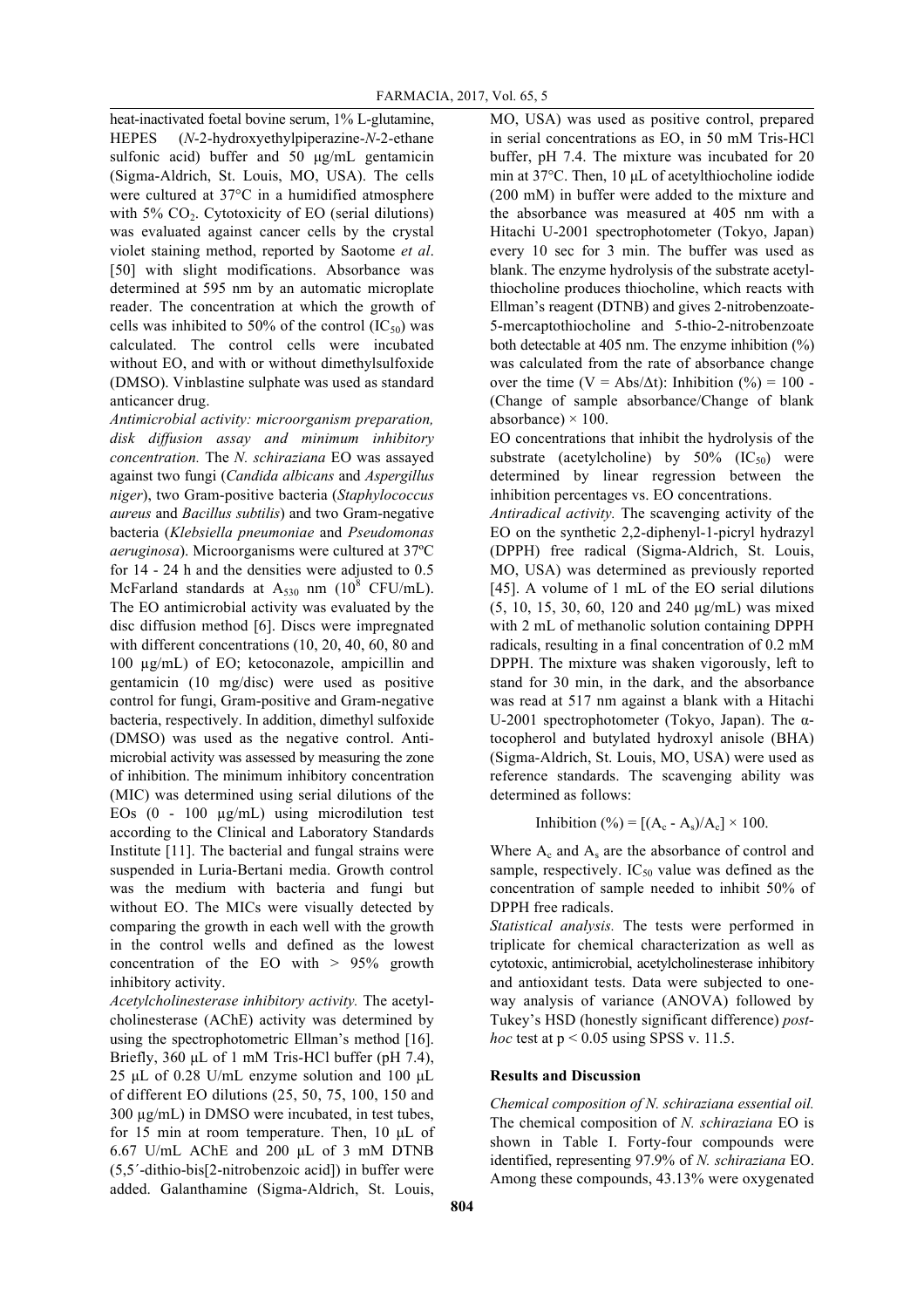heat-inactivated foetal bovine serum, 1% L-glutamine, HEPES (*N*-2-hydroxyethylpiperazine-*N*-2-ethane sulfonic acid) buffer and 50 μg/mL gentamicin (Sigma-Aldrich, St. Louis, MO, USA). The cells were cultured at 37°C in a humidified atmosphere with 5% $CO_2$. Cytotoxicity of EO (serial dilutions) was evaluated against cancer cells by the crystal violet staining method, reported by Saotome *et al*. [50] with slight modifications. Absorbance was determined at 595 nm by an automatic microplate reader. The concentration at which the growth of cells was inhibited to 50% of the control ($IC_{50}$) was calculated. The control cells were incubated without EO, and with or without dimethylsulfoxide (DMSO). Vinblastine sulphate was used as standard anticancer drug.

*Antimicrobial activity: microorganism preparation, disk diffusion assay and minimum inhibitory concentration.* The *N. schiraziana* EO was assayed against two fungi (*Candida albicans* and *Aspergillus niger*), two Gram-positive bacteria (*Staphylococcus aureus* and *Bacillus subtilis*) and two Gram-negative bacteria (*Klebsiella pneumoniae* and *Pseudomonas aeruginosa*). Microorganisms were cultured at 37ºC for 14 - 24 h and the densities were adjusted to 0.5 McFarland standards at $A_{530}$ nm ($10^8$ CFU/mL). The EO antimicrobial activity was evaluated by the disc diffusion method [6]. Discs were impregnated with different concentrations (10, 20, 40, 60, 80 and 100 μg/mL) of EO; ketoconazole, ampicillin and gentamicin (10 mg/disc) were used as positive control for fungi, Gram-positive and Gram-negative bacteria, respectively. In addition, dimethyl sulfoxide (DMSO) was used as the negative control. Antimicrobial activity was assessed by measuring the zone of inhibition. The minimum inhibitory concentration (MIC) was determined using serial dilutions of the EOs (0 - 100 μg/mL) using microdilution test according to the Clinical and Laboratory Standards Institute [11]. The bacterial and fungal strains were suspended in Luria-Bertani media. Growth control was the medium with bacteria and fungi but without EO. The MICs were visually detected by comparing the growth in each well with the growth in the control wells and defined as the lowest concentration of the EO with > 95% growth inhibitory activity.

*Acetylcholinesterase inhibitory activity.* The acetylcholinesterase (AChE) activity was determined by using the spectrophotometric Ellman's method [16]. Briefly, 360 μL of 1 mM Tris-HCl buffer (pH 7.4), 25 μL of 0.28 U/mL enzyme solution and 100 μL of different EO dilutions (25, 50, 75, 100, 150 and 300 μg/mL) in DMSO were incubated, in test tubes, for 15 min at room temperature. Then, 10 μL of 6.67 U/mL AChE and 200 μL of 3 mM DTNB (5,5′-dithio-bis[2-nitrobenzoic acid]) in buffer were added. Galanthamine (Sigma-Aldrich, St. Louis, MO, USA) was used as positive control, prepared in serial concentrations as EO, in 50 mM Tris-HCl buffer, pH 7.4. The mixture was incubated for 20 min at 37°C. Then, 10 μL of acetylthiocholine iodide (200 mM) in buffer were added to the mixture and the absorbance was measured at 405 nm with a Hitachi U-2001 spectrophotometer (Tokyo, Japan) every 10 sec for 3 min. The buffer was used as blank. The enzyme hydrolysis of the substrate acetylthiocholine produces thiocholine, which reacts with Ellman's reagent (DTNB) and gives 2-nitrobenzoate-5-mercaptothiocholine and 5-thio-2-nitrobenzoate both detectable at 405 nm. The enzyme inhibition (%) was calculated from the rate of absorbance change over the time ($V = Abs/\Delta t$): Inhibition (%) = 100 - (Change of sample absorbance/Change of blank absorbance) × 100.

EO concentrations that inhibit the hydrolysis of the substrate (acetylcholine) by 50% ($IC_{50}$) were determined by linear regression between the inhibition percentages vs. EO concentrations.

*Antiradical activity.* The scavenging activity of the EO on the synthetic 2,2-diphenyl-1-picryl hydrazyl (DPPH) free radical (Sigma-Aldrich, St. Louis, MO, USA) was determined as previously reported [45]. A volume of 1 mL of the EO serial dilutions (5, 10, 15, 30, 60, 120 and 240 μg/mL) was mixed with 2 mL of methanolic solution containing DPPH radicals, resulting in a final concentration of 0.2 mM DPPH. The mixture was shaken vigorously, left to stand for 30 min, in the dark, and the absorbance was read at 517 nm against a blank with a Hitachi U-2001 spectrophotometer (Tokyo, Japan). The α-tocopherol and butylated hydroxyl anisole (BHA) (Sigma-Aldrich, St. Louis, MO, USA) were used as reference standards. The scavenging ability was determined as follows:

$$\text{Inhibition (\%)} = [(A_c - A_s)/A_c] \times 100.$$

Where $A_c$ and $A_s$ are the absorbance of control and sample, respectively. $IC_{50}$ value was defined as the concentration of sample needed to inhibit 50% of DPPH free radicals.

*Statistical analysis.* The tests were performed in triplicate for chemical characterization as well as cytotoxic, antimicrobial, acetylcholinesterase inhibitory and antioxidant tests. Data were subjected to one-way analysis of variance (ANOVA) followed by Tukey's HSD (honestly significant difference) *post-hoc* test at $p < 0.05$ using SPSS v. 11.5.

## Results and Discussion

*Chemical composition of N. schiraziana essential oil.* The chemical composition of *N. schiraziana* EO is shown in Table I. Forty-four compounds were identified, representing 97.9% of *N. schiraziana* EO. Among these compounds, 43.13% were oxygenated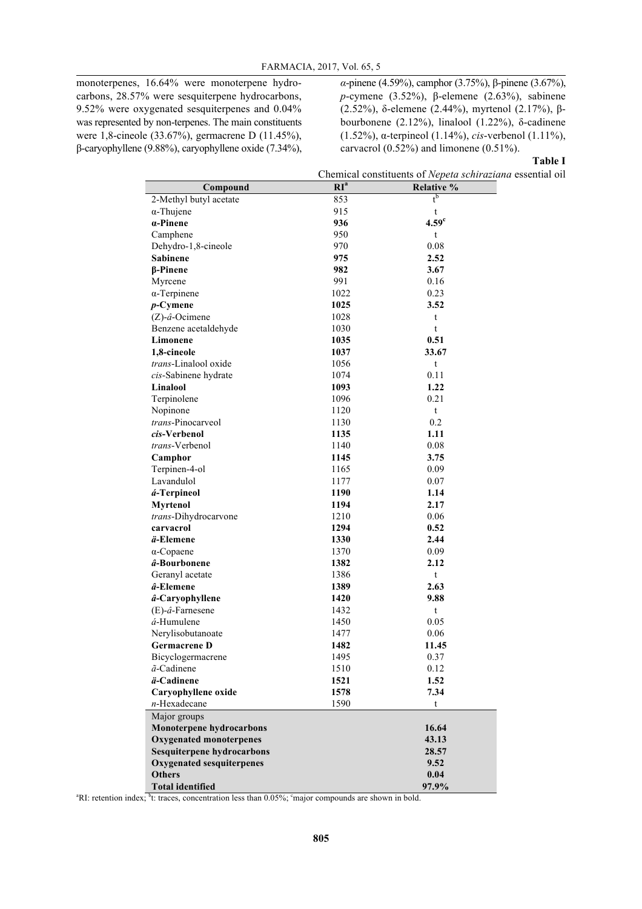monoterpenes, 16.64% were monoterpene hydrocarbons, 28.57% were sesquiterpene hydrocarbons, 9.52% were oxygenated sesquiterpenes and 0.04% was represented by non-terpenes. The main constituents were 1,8-cineole (33.67%), germacrene D (11.45%), β-caryophyllene (9.88%), caryophyllene oxide (7.34%), *α*-pinene (4.59%), camphor (3.75%), β-pinene (3.67%), *p*-cymene (3.52%), β-elemene (2.63%), sabinene (2.52%), δ-elemene (2.44%), myrtenol (2.17%), β-bourbonene (2.12%), linalool (1.22%), δ-cadinene (1.52%), α-terpineol (1.14%), *cis*-verbenol (1.11%), carvacrol (0.52%) and limonene (0.51%).

**Table I**

Chemical constituents of *Nepeta schiraziana* essential oil

| Compound | RI[a] | Relative % |
|---|---|---|
| 2-Methyl butyl acetate | 853 | t[b] |
| α-Thujene | 915 | t |
| **α-Pinene** | **936** | **4.59**[c] |
| Camphene | 950 | t |
| Dehydro-1,8-cineole | 970 | 0.08 |
| **Sabinene** | **975** | **2.52** |
| **β-Pinene** | **982** | **3.67** |
| Myrcene | 991 | 0.16 |
| α-Terpinene | 1022 | 0.23 |
| ***p*-Cymene** | **1025** | **3.52** |
| (Z)-*â*-Ocimene | 1028 | t |
| Benzene acetaldehyde | 1030 | t |
| **Limonene** | **1035** | **0.51** |
| **1,8-cineole** | **1037** | **33.67** |
| *trans*-Linalool oxide | 1056 | t |
| *cis*-Sabinene hydrate | 1074 | 0.11 |
| **Linalool** | **1093** | **1.22** |
| Terpinolene | 1096 | 0.21 |
| Nopinone | 1120 | t |
| *trans*-Pinocarveol | 1130 | 0.2 |
| ***cis*-Verbenol** | **1135** | **1.11** |
| *trans*-Verbenol | 1140 | 0.08 |
| **Camphor** | **1145** | **3.75** |
| Terpinen-4-ol | 1165 | 0.09 |
| Lavandulol | 1177 | 0.07 |
| ***á*-Terpineol** | **1190** | **1.14** |
| **Myrtenol** | **1194** | **2.17** |
| *trans*-Dihydrocarvone | 1210 | 0.06 |
| **carvacrol** | **1294** | **0.52** |
| ***ä*-Elemene** | **1330** | **2.44** |
| α-Copaene | 1370 | 0.09 |
| ***â*-Bourbonene** | **1382** | **2.12** |
| Geranyl acetate | 1386 | t |
| ***â*-Elemene** | **1389** | **2.63** |
| ***â*-Caryophyllene** | **1420** | **9.88** |
| (E)-*â*-Farnesene | 1432 | t |
| *á*-Humulene | 1450 | 0.05 |
| Nerylisobutanoate | 1477 | 0.06 |
| **Germacrene D** | **1482** | **11.45** |
| Bicyclogermacrene | 1495 | 0.37 |
| *ã*-Cadinene | 1510 | 0.12 |
| ***ä*-Cadinene** | **1521** | **1.52** |
| **Caryophyllene oxide** | **1578** | **7.34** |
| *n*-Hexadecane | 1590 | t |
| Major groups | | |
| **Monoterpene hydrocarbons** | | **16.64** |
| **Oxygenated monoterpenes** | | **43.13** |
| **Sesquiterpene hydrocarbons** | | **28.57** |
| **Oxygenated sesquiterpenes** | | **9.52** |
| **Others** | | **0.04** |
| **Total identified** | | **97.9%** |

[a]RI: retention index; [b]t: traces, concentration less than 0.05%; [c]major compounds are shown in bold.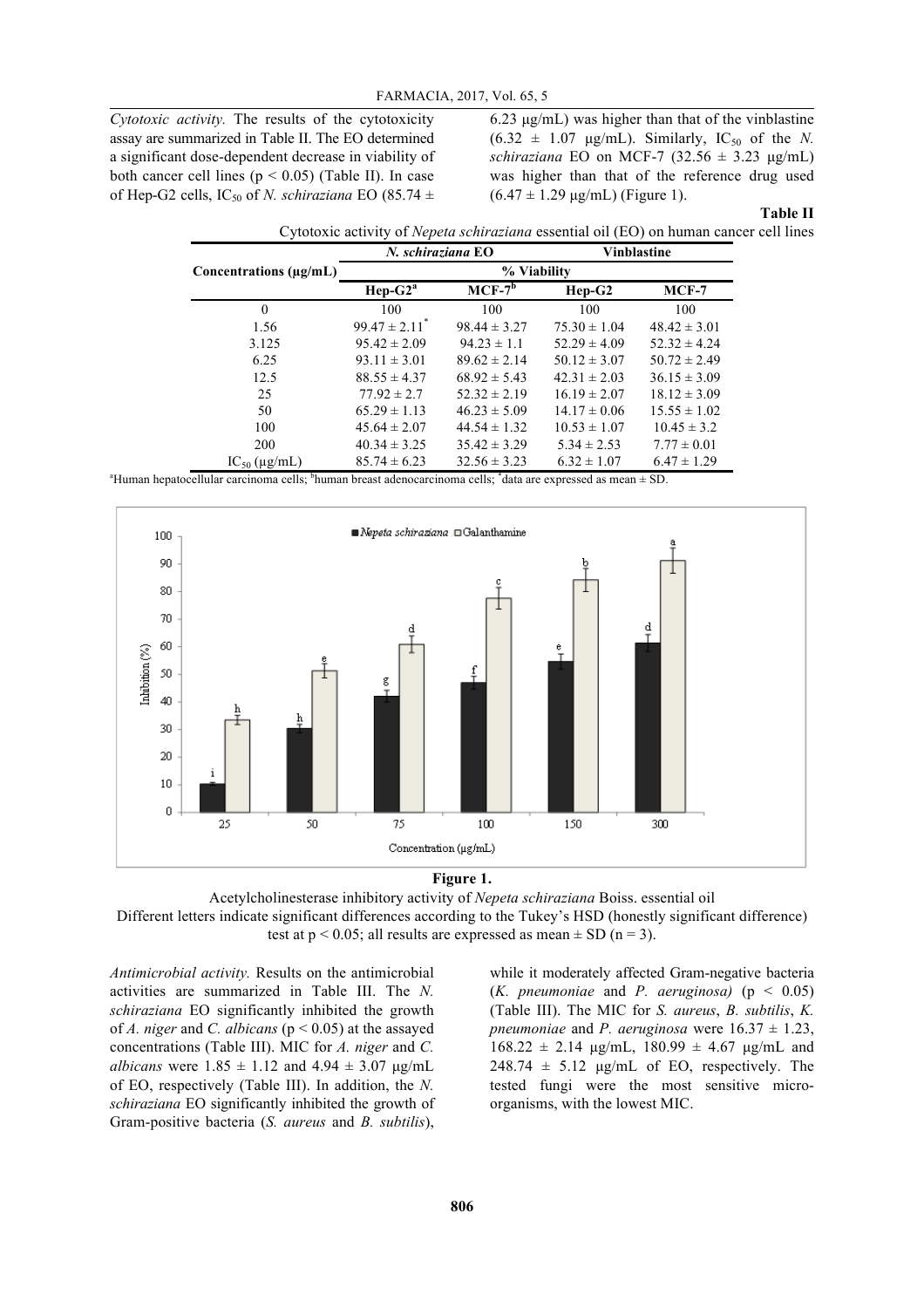*Cytotoxic activity.* The results of the cytotoxicity assay are summarized in Table II. The EO determined a significant dose-dependent decrease in viability of both cancer cell lines ($p < 0.05$) (Table II). In case of Hep-G2 cells, $IC_{50}$ of *N. schiraziana* EO (85.74 ± 6.23 µg/mL) was higher than that of the vinblastine (6.32 ± 1.07 µg/mL). Similarly, $IC_{50}$ of the *N. schiraziana* EO on MCF-7 (32.56 ± 3.23 µg/mL) was higher than that of the reference drug used (6.47 ± 1.29 µg/mL) (Figure 1).

**Table II**

Cytotoxic activity of *Nepeta schiraziana* essential oil (EO) on human cancer cell lines

| Concentrations (µg/mL) | *N. schiraziana* EO | | Vinblastine | |
|---|---|---|---|---|
| | % Viability | | | |
| | Hep-G2[a] | MCF-7[b] | Hep-G2 | MCF-7 |
| 0 | 100 | 100 | 100 | 100 |
| 1.56 | 99.47 ± 2.11[*] | 98.44 ± 3.27 | 75.30 ± 1.04 | 48.42 ± 3.01 |
| 3.125 | 95.42 ± 2.09 | 94.23 ± 1.1 | 52.29 ± 4.09 | 52.32 ± 4.24 |
| 6.25 | 93.11 ± 3.01 | 89.62 ± 2.14 | 50.12 ± 3.07 | 50.72 ± 2.49 |
| 12.5 | 88.55 ± 4.37 | 68.92 ± 5.43 | 42.31 ± 2.03 | 36.15 ± 3.09 |
| 25 | 77.92 ± 2.7 | 52.32 ± 2.19 | 16.19 ± 2.07 | 18.12 ± 3.09 |
| 50 | 65.29 ± 1.13 | 46.23 ± 5.09 | 14.17 ± 0.06 | 15.55 ± 1.02 |
| 100 | 45.64 ± 2.07 | 44.54 ± 1.32 | 10.53 ± 1.07 | 10.45 ± 3.2 |
| 200 | 40.34 ± 3.25 | 35.42 ± 3.29 | 5.34 ± 2.53 | 7.77 ± 0.01 |
| $IC_{50}$ (µg/mL) | 85.74 ± 6.23 | 32.56 ± 3.23 | 6.32 ± 1.07 | 6.47 ± 1.29 |

[a]Human hepatocellular carcinoma cells; [b]human breast adenocarcinoma cells; [*]data are expressed as mean ± SD.

**Figure 1.**

Acetylcholinesterase inhibitory activity of *Nepeta schiraziana* Boiss. essential oil

Different letters indicate significant differences according to the Tukey's HSD (honestly significant difference) test at $p < 0.05$; all results are expressed as mean ± SD (n = 3).

*Antimicrobial activity.* Results on the antimicrobial activities are summarized in Table III. The *N. schiraziana* EO significantly inhibited the growth of *A. niger* and *C. albicans* ($p < 0.05$) at the assayed concentrations (Table III). MIC for *A. niger* and *C. albicans* were 1.85 ± 1.12 and 4.94 ± 3.07 µg/mL of EO, respectively (Table III). In addition, the *N. schiraziana* EO significantly inhibited the growth of Gram-positive bacteria (*S. aureus* and *B. subtilis*), while it moderately affected Gram-negative bacteria (*K. pneumoniae* and *P. aeruginosa)* ($p < 0.05$) (Table III). The MIC for *S. aureus*, *B. subtilis*, *K. pneumoniae* and *P. aeruginosa* were 16.37 ± 1.23, 168.22 ± 2.14 µg/mL, 180.99 ± 4.67 µg/mL and 248.74 ± 5.12 µg/mL of EO, respectively. The tested fungi were the most sensitive micro-organisms, with the lowest MIC.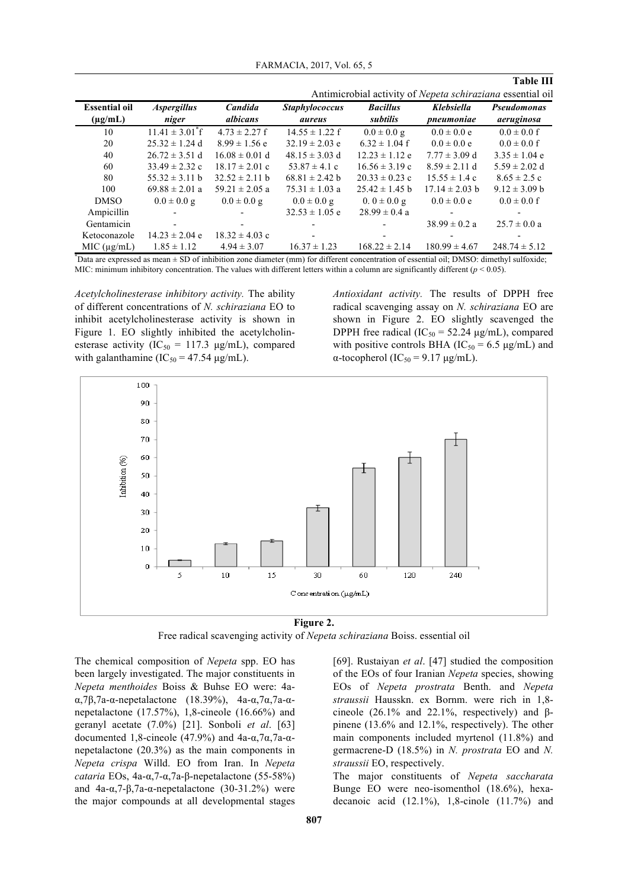**Table III**

Antimicrobial activity of *Nepeta schiraziana* essential oil

| Essential oil (μg/mL) | *Aspergillus niger* | *Candida albicans* | *Staphylococcus aureus* | *Bacillus subtilis* | *Klebsiella pneumoniae* | *Pseudomonas aeruginosa* |
|---|---|---|---|---|---|---|
| 10 | 11.41 ± 3.01[*] f | 4.73 ± 2.27 f | 14.55 ± 1.22 f | 0.0 ± 0.0 g | 0.0 ± 0.0 e | 0.0 ± 0.0 f |
| 20 | 25.32 ± 1.24 d | 8.99 ± 1.56 e | 32.19 ± 2.03 e | 6.32 ± 1.04 f | 0.0 ± 0.0 e | 0.0 ± 0.0 f |
| 40 | 26.72 ± 3.51 d | 16.08 ± 0.01 d | 48.15 ± 3.03 d | 12.23 ± 1.12 e | 7.77 ± 3.09 d | 3.35 ± 1.04 e |
| 60 | 33.49 ± 2.32 c | 18.17 ± 2.01 c | 53.87 ± 4.1 c | 16.56 ± 3.19 c | 8.59 ± 2.11 d | 5.59 ± 2.02 d |
| 80 | 55.32 ± 3.11 b | 32.52 ± 2.11 b | 68.81 ± 2.42 b | 20.33 ± 0.23 c | 15.55 ± 1.4 c | 8.65 ± 2.5 c |
| 100 | 69.88 ± 2.01 a | 59.21 ± 2.05 a | 75.31 ± 1.03 a | 25.42 ± 1.45 b | 17.14 ± 2.03 b | 9.12 ± 3.09 b |
| DMSO | 0.0 ± 0.0 g | 0.0 ± 0.0 g | 0.0 ± 0.0 g | 0. 0 ± 0.0 g | 0.0 ± 0.0 e | 0.0 ± 0.0 f |
| Ampicillin | - | - | 32.53 ± 1.05 e | 28.99 ± 0.4 a | - | - |
| Gentamicin | - | - | - | - | 38.99 ± 0.2 a | 25.7 ± 0.0 a |
| Ketoconazole | 14.23 ± 2.04 e | 18.32 ± 4.03 c | - | - | - | - |
| MIC (μg/mL) | 1.85 ± 1.12 | 4.94 ± 3.07 | 16.37 ± 1.23 | 168.22 ± 2.14 | 180.99 ± 4.67 | 248.74 ± 5.12 |

[*]Data are expressed as mean ± SD of inhibition zone diameter (mm) for different concentration of essential oil; DMSO: dimethyl sulfoxide; MIC: minimum inhibitory concentration. The values with different letters within a column are significantly different ($p < 0.05$).

*Acetylcholinesterase inhibitory activity.* The ability of different concentrations of *N. schiraziana* EO to inhibit acetylcholinesterase activity is shown in Figure 1. EO slightly inhibited the acetylcholinesterase activity ($IC_{50}$ = 117.3 μg/mL), compared with galanthamine ($IC_{50}$ = 47.54 μg/mL).

*Antioxidant activity.* The results of DPPH free radical scavenging assay on *N. schiraziana* EO are shown in Figure 2. EO slightly scavenged the DPPH free radical ($IC_{50}$ = 52.24 μg/mL), compared with positive controls BHA ($IC_{50}$ = 6.5 μg/mL) and α-tocopherol ($IC_{50}$ = 9.17 μg/mL).

**Figure 2.**

Free radical scavenging activity of *Nepeta schiraziana* Boiss. essential oil

The chemical composition of *Nepeta* spp. EO has been largely investigated. The major constituents in *Nepeta menthoides* Boiss & Buhse EO were: 4a-α,7β,7a-α-nepetalactone (18.39%), 4a-α,7α,7a-α-nepetalactone (17.57%), 1,8-cineole (16.66%) and geranyl acetate (7.0%) [21]. Sonboli *et al*. [63] documented 1,8-cineole (47.9%) and 4a-α,7α,7a-α-nepetalactone (20.3%) as the main components in *Nepeta crispa* Willd. EO from Iran. In *Nepeta cataria* EOs, 4a-α,7-α,7a-β-nepetalactone (55-58%) and 4a-α,7-β,7a-α-nepetalactone (30-31.2%) were the major compounds at all developmental stages [69]. Rustaiyan *et al*. [47] studied the composition of the EOs of four Iranian *Nepeta* species, showing EOs of *Nepeta prostrata* Benth. and *Nepeta straussii* Hausskn. ex Bornm. were rich in 1,8-cineole (26.1% and 22.1%, respectively) and β-pinene (13.6% and 12.1%, respectively). The other main components included myrtenol (11.8%) and germacrene-D (18.5%) in *N. prostrata* EO and *N. straussii* EO, respectively.

The major constituents of *Nepeta saccharata* Bunge EO were neo-isomenthol (18.6%), hexadecanoic acid (12.1%), 1,8-cinole (11.7%) and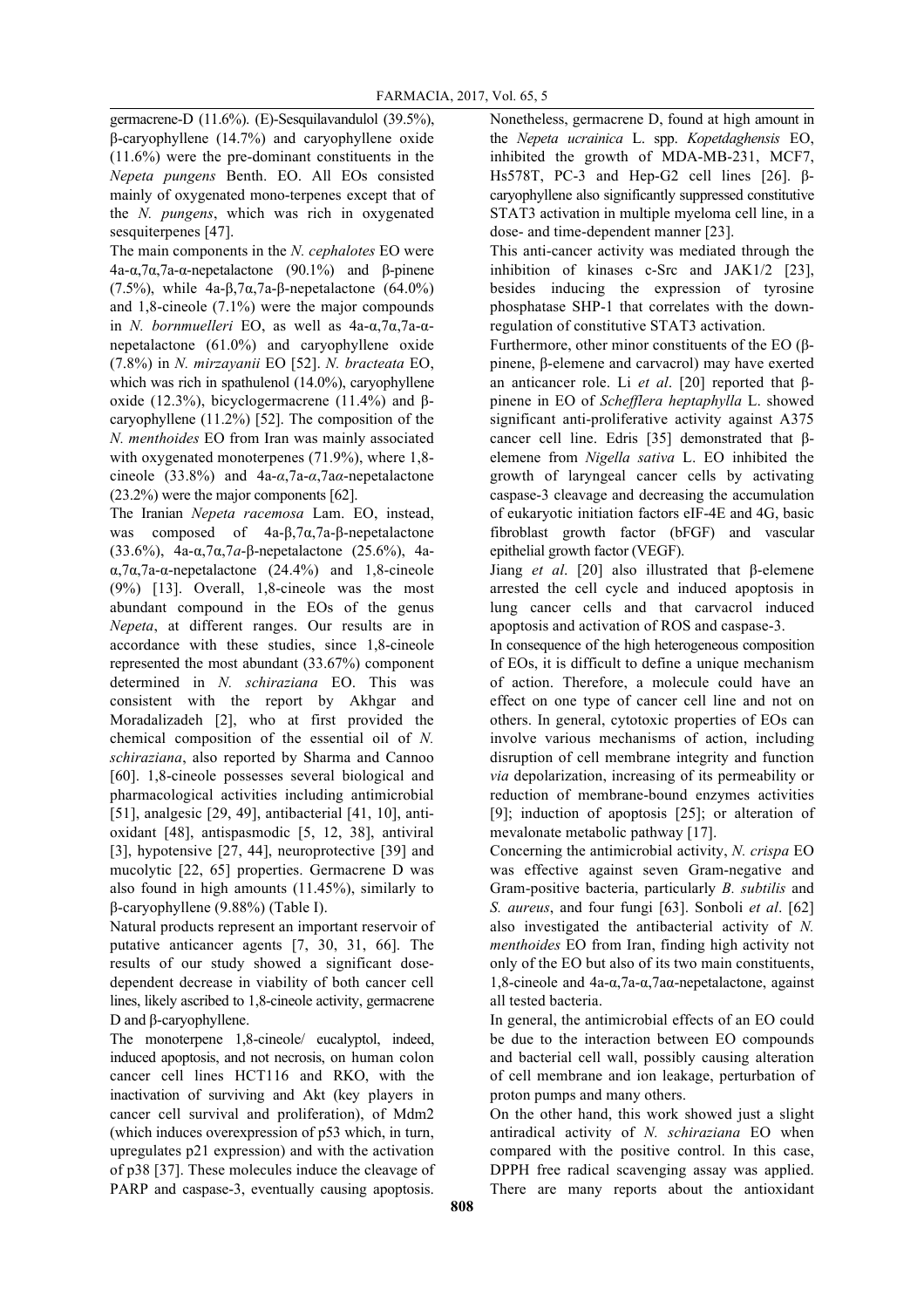germacrene-D (11.6%). (E)-Sesquilavandulol (39.5%), β-caryophyllene (14.7%) and caryophyllene oxide (11.6%) were the pre-dominant constituents in the *Nepeta pungens* Benth. EO. All EOs consisted mainly of oxygenated mono-terpenes except that of the *N. pungens*, which was rich in oxygenated sesquiterpenes [47].

The main components in the *N. cephalotes* EO were 4a-α,7α,7a-α-nepetalactone (90.1%) and β-pinene (7.5%), while 4a-β,7α,7a-β-nepetalactone (64.0%) and 1,8-cineole (7.1%) were the major compounds in *N. bornmuelleri* EO, as well as 4a-α,7α,7a-α-nepetalactone (61.0%) and caryophyllene oxide (7.8%) in *N. mirzayanii* EO [52]. *N. bracteata* EO, which was rich in spathulenol (14.0%), caryophyllene oxide (12.3%), bicyclogermacrene (11.4%) and β-caryophyllene (11.2%) [52]. The composition of the *N. menthoides* EO from Iran was mainly associated with oxygenated monoterpenes (71.9%), where 1,8-cineole (33.8%) and 4a-*α*,7a-*α*,7a*α*-nepetalactone (23.2%) were the major components [62].

The Iranian *Nepeta racemosa* Lam. EO, instead, was composed of 4a-β,7α,7a-β-nepetalactone (33.6%), 4a-α,7α,7*a*-β-nepetalactone (25.6%), 4a-α,7α,7a-α-nepetalactone (24.4%) and 1,8-cineole (9%) [13]. Overall, 1,8-cineole was the most abundant compound in the EOs of the genus *Nepeta*, at different ranges. Our results are in accordance with these studies, since 1,8-cineole represented the most abundant (33.67%) component determined in *N. schiraziana* EO. This was consistent with the report by Akhgar and Moradalizadeh [2], who at first provided the chemical composition of the essential oil of *N. schiraziana*, also reported by Sharma and Cannoo [60]. 1,8-cineole possesses several biological and pharmacological activities including antimicrobial [51], analgesic [29, 49], antibacterial [41, 10], anti-oxidant [48], antispasmodic [5, 12, 38], antiviral [3], hypotensive [27, 44], neuroprotective [39] and mucolytic [22, 65] properties. Germacrene D was also found in high amounts (11.45%), similarly to β-caryophyllene (9.88%) (Table I).

Natural products represent an important reservoir of putative anticancer agents [7, 30, 31, 66]. The results of our study showed a significant dose-dependent decrease in viability of both cancer cell lines, likely ascribed to 1,8-cineole activity, germacrene D and β-caryophyllene.

The monoterpene 1,8-cineole/ eucalyptol, indeed, induced apoptosis, and not necrosis, on human colon cancer cell lines HCT116 and RKO, with the inactivation of surviving and Akt (key players in cancer cell survival and proliferation), of Mdm2 (which induces overexpression of p53 which, in turn, upregulates p21 expression) and with the activation of p38 [37]. These molecules induce the cleavage of PARP and caspase-3, eventually causing apoptosis. Nonetheless, germacrene D, found at high amount in the *Nepeta ucrainica* L. spp. *Kopetdaghensis* EO, inhibited the growth of MDA-MB-231, MCF7, Hs578T, PC-3 and Hep-G2 cell lines [26]. β-caryophyllene also significantly suppressed constitutive STAT3 activation in multiple myeloma cell line, in a dose- and time-dependent manner [23].

This anti-cancer activity was mediated through the inhibition of kinases c-Src and JAK1/2 [23], besides inducing the expression of tyrosine phosphatase SHP-1 that correlates with the down-regulation of constitutive STAT3 activation.

Furthermore, other minor constituents of the EO (β-pinene, β-elemene and carvacrol) may have exerted an anticancer role. Li *et al*. [20] reported that β-pinene in EO of *Schefflera heptaphylla* L. showed significant anti-proliferative activity against A375 cancer cell line. Edris [35] demonstrated that β-elemene from *Nigella sativa* L. EO inhibited the growth of laryngeal cancer cells by activating caspase-3 cleavage and decreasing the accumulation of eukaryotic initiation factors eIF-4E and 4G, basic fibroblast growth factor (bFGF) and vascular epithelial growth factor (VEGF).

Jiang *et al*. [20] also illustrated that β-elemene arrested the cell cycle and induced apoptosis in lung cancer cells and that carvacrol induced apoptosis and activation of ROS and caspase-3.

In consequence of the high heterogeneous composition of EOs, it is difficult to define a unique mechanism of action. Therefore, a molecule could have an effect on one type of cancer cell line and not on others. In general, cytotoxic properties of EOs can involve various mechanisms of action, including disruption of cell membrane integrity and function *via* depolarization, increasing of its permeability or reduction of membrane-bound enzymes activities [9]; induction of apoptosis [25]; or alteration of mevalonate metabolic pathway [17].

Concerning the antimicrobial activity, *N. crispa* EO was effective against seven Gram-negative and Gram-positive bacteria, particularly *B. subtilis* and *S. aureus*, and four fungi [63]. Sonboli *et al*. [62] also investigated the antibacterial activity of *N. menthoides* EO from Iran, finding high activity not only of the EO but also of its two main constituents, 1,8-cineole and 4a-α,7a-α,7aα-nepetalactone, against all tested bacteria.

In general, the antimicrobial effects of an EO could be due to the interaction between EO compounds and bacterial cell wall, possibly causing alteration of cell membrane and ion leakage, perturbation of proton pumps and many others.

On the other hand, this work showed just a slight antiradical activity of *N. schiraziana* EO when compared with the positive control. In this case, DPPH free radical scavenging assay was applied. There are many reports about the antioxidant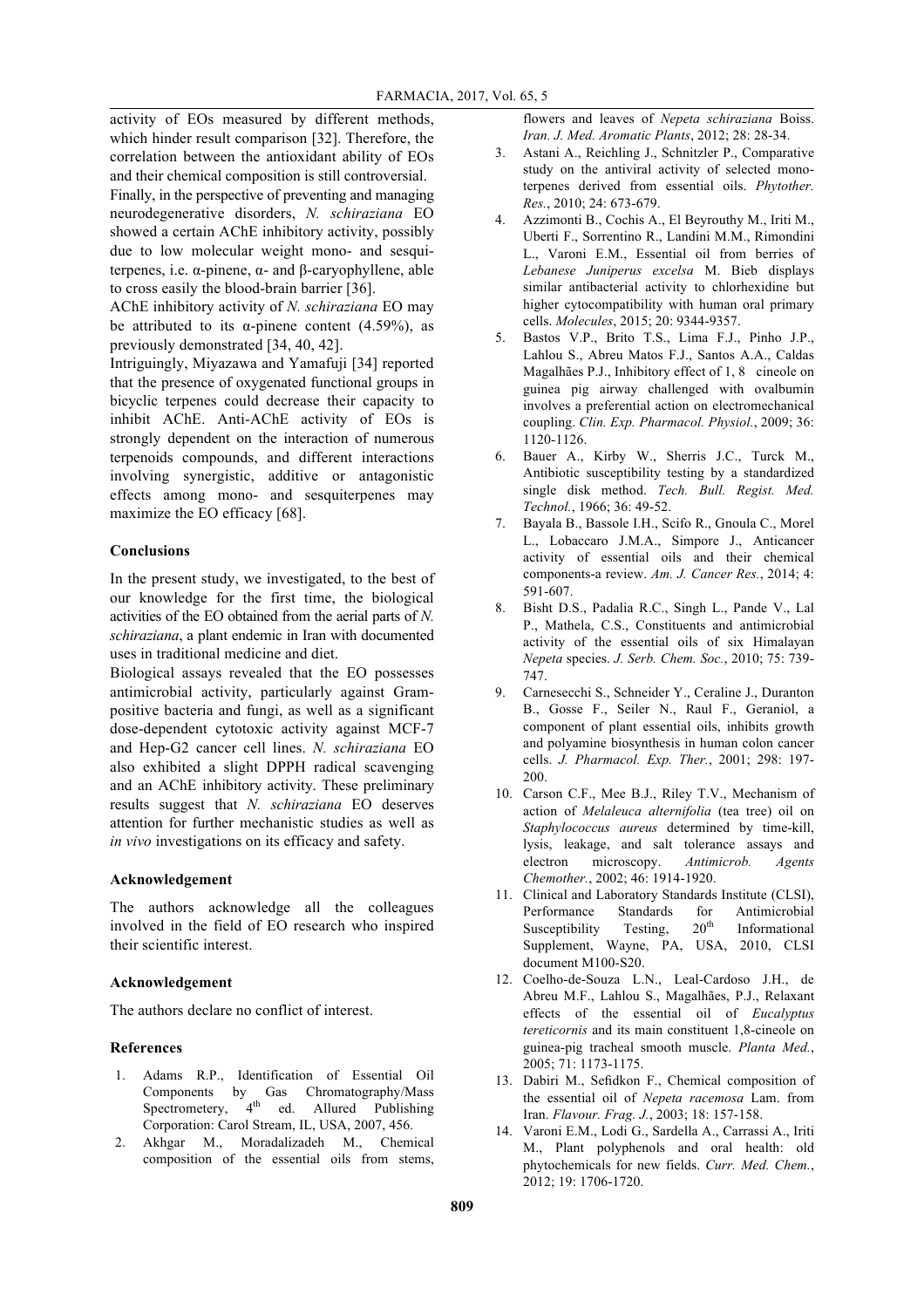activity of EOs measured by different methods, which hinder result comparison [32]. Therefore, the correlation between the antioxidant ability of EOs and their chemical composition is still controversial.

Finally, in the perspective of preventing and managing neurodegenerative disorders, *N. schiraziana* EO showed a certain AChE inhibitory activity, possibly due to low molecular weight mono- and sesquiterpenes, i.e. α-pinene, α- and β-caryophyllene, able to cross easily the blood-brain barrier [36].

AChE inhibitory activity of *N. schiraziana* EO may be attributed to its α-pinene content (4.59%), as previously demonstrated [34, 40, 42].

Intriguingly, Miyazawa and Yamafuji [34] reported that the presence of oxygenated functional groups in bicyclic terpenes could decrease their capacity to inhibit AChE. Anti-AChE activity of EOs is strongly dependent on the interaction of numerous terpenoids compounds, and different interactions involving synergistic, additive or antagonistic effects among mono- and sesquiterpenes may maximize the EO efficacy [68].

## Conclusions

In the present study, we investigated, to the best of our knowledge for the first time, the biological activities of the EO obtained from the aerial parts of *N. schiraziana*, a plant endemic in Iran with documented uses in traditional medicine and diet.

Biological assays revealed that the EO possesses antimicrobial activity, particularly against Gram-positive bacteria and fungi, as well as a significant dose-dependent cytotoxic activity against MCF-7 and Hep-G2 cancer cell lines. *N. schiraziana* EO also exhibited a slight DPPH radical scavenging and an AChE inhibitory activity. These preliminary results suggest that *N. schiraziana* EO deserves attention for further mechanistic studies as well as *in vivo* investigations on its efficacy and safety.

## Acknowledgement

The authors acknowledge all the colleagues involved in the field of EO research who inspired their scientific interest.

## Acknowledgement

The authors declare no conflict of interest.

## References

1. Adams R.P., Identification of Essential Oil Components by Gas Chromatography/Mass Spectrometery, 4th ed. Allured Publishing Corporation: Carol Stream, IL, USA, 2007, 456.
2. Akhgar M., Moradalizadeh M., Chemical composition of the essential oils from stems, flowers and leaves of *Nepeta schiraziana* Boiss. *Iran. J. Med. Aromatic Plants*, 2012; 28: 28-34.
3. Astani A., Reichling J., Schnitzler P., Comparative study on the antiviral activity of selected monoterpenes derived from essential oils. *Phytother. Res.*, 2010; 24: 673-679.
4. Azzimonti B., Cochis A., El Beyrouthy M., Iriti M., Uberti F., Sorrentino R., Landini M.M., Rimondini L., Varoni E.M., Essential oil from berries of *Lebanese Juniperus excelsa* M. Bieb displays similar antibacterial activity to chlorhexidine but higher cytocompatibility with human oral primary cells. *Molecules*, 2015; 20: 9344-9357.
5. Bastos V.P., Brito T.S., Lima F.J., Pinho J.P., Lahlou S., Abreu Matos F.J., Santos A.A., Caldas Magalhães P.J., Inhibitory effect of 1, 8 cineole on guinea pig airway challenged with ovalbumin involves a preferential action on electromechanical coupling. *Clin. Exp. Pharmacol. Physiol.*, 2009; 36: 1120-1126.
6. Bauer A., Kirby W., Sherris J.C., Turck M., Antibiotic susceptibility testing by a standardized single disk method. *Tech. Bull. Regist. Med. Technol.*, 1966; 36: 49-52.
7. Bayala B., Bassole I.H., Scifo R., Gnoula C., Morel L., Lobaccaro J.M.A., Simpore J., Anticancer activity of essential oils and their chemical components-a review. *Am. J. Cancer Res.*, 2014; 4: 591-607.
8. Bisht D.S., Padalia R.C., Singh L., Pande V., Lal P., Mathela, C.S., Constituents and antimicrobial activity of the essential oils of six Himalayan *Nepeta* species. *J. Serb. Chem. Soc.*, 2010; 75: 739-747.
9. Carnesecchi S., Schneider Y., Ceraline J., Duranton B., Gosse F., Seiler N., Raul F., Geraniol, a component of plant essential oils, inhibits growth and polyamine biosynthesis in human colon cancer cells. *J. Pharmacol. Exp. Ther.*, 2001; 298: 197-200.
10. Carson C.F., Mee B.J., Riley T.V., Mechanism of action of *Melaleuca alternifolia* (tea tree) oil on *Staphylococcus aureus* determined by time-kill, lysis, leakage, and salt tolerance assays and electron microscopy. *Antimicrob. Agents Chemother.*, 2002; 46: 1914-1920.
11. Clinical and Laboratory Standards Institute (CLSI), Performance Standards for Antimicrobial Susceptibility Testing, 20th Informational Supplement, Wayne, PA, USA, 2010, CLSI document M100-S20.
12. Coelho-de-Souza L.N., Leal-Cardoso J.H., de Abreu M.F., Lahlou S., Magalhães, P.J., Relaxant effects of the essential oil of *Eucalyptus tereticornis* and its main constituent 1,8-cineole on guinea-pig tracheal smooth muscle. *Planta Med.*, 2005; 71: 1173-1175.
13. Dabiri M., Sefidkon F., Chemical composition of the essential oil of *Nepeta racemosa* Lam. from Iran. *Flavour. Frag. J.*, 2003; 18: 157-158.
14. Varoni E.M., Lodi G., Sardella A., Carrassi A., Iriti M., Plant polyphenols and oral health: old phytochemicals for new fields. *Curr. Med. Chem.*, 2012; 19: 1706-1720.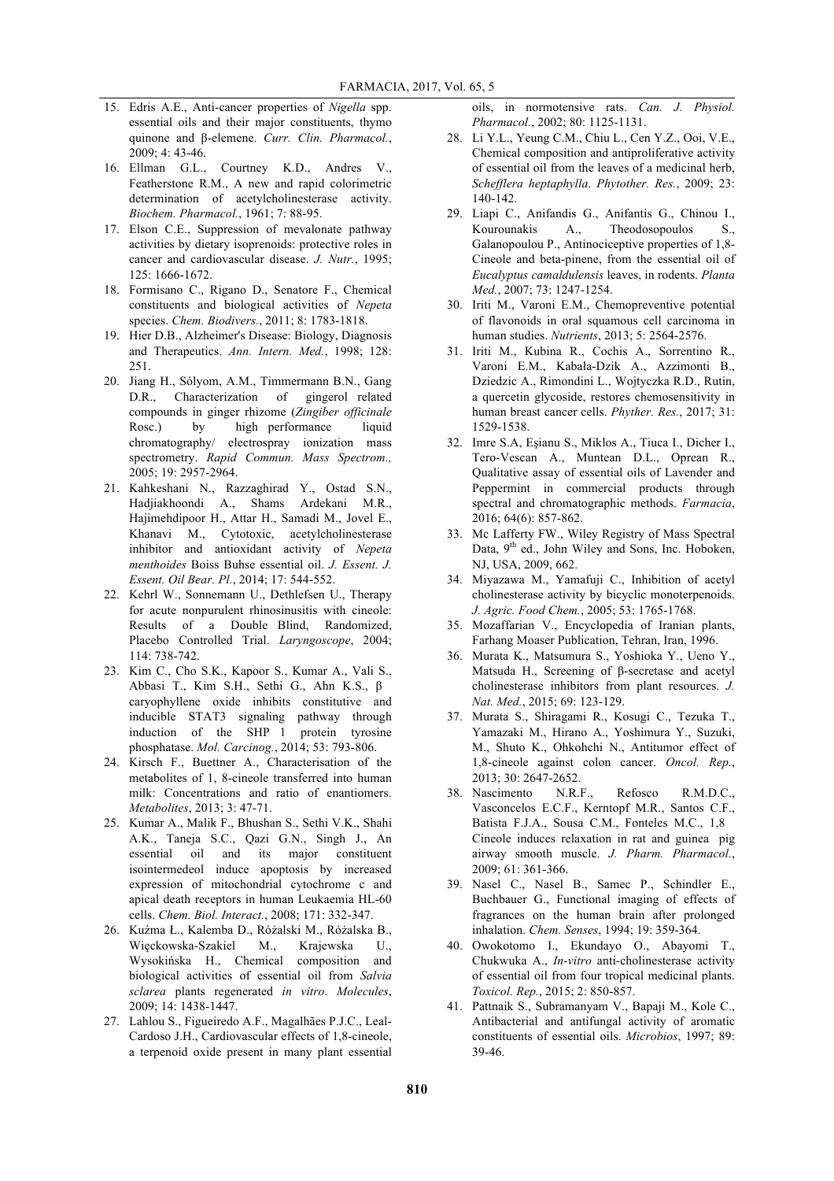15. Edris A.E., Anti-cancer properties of *Nigella* spp. essential oils and their major constituents, thymo quinone and β-elemene. *Curr. Clin. Pharmacol.*, 2009; 4: 43-46.
16. Ellman G.L., Courtney K.D., Andres V., Featherstone R.M., A new and rapid colorimetric determination of acetylcholinesterase activity. *Biochem. Pharmacol.*, 1961; 7: 88-95.
17. Elson C.E., Suppression of mevalonate pathway activities by dietary isoprenoids: protective roles in cancer and cardiovascular disease. *J. Nutr.*, 1995; 125: 1666-1672.
18. Formisano C., Rigano D., Senatore F., Chemical constituents and biological activities of *Nepeta* species. *Chem. Biodivers.*, 2011; 8: 1783-1818.
19. Hier D.B., Alzheimer's Disease: Biology, Diagnosis and Therapeutics. *Ann. Intern. Med.*, 1998; 128: 251.
20. Jiang H., Sólyom, A.M., Timmermann B.N., Gang D.R., Characterization of gingerol related compounds in ginger rhizome (*Zingiber officinale* Rosc.) by high performance liquid chromatography/ electrospray ionization mass spectrometry. *Rapid Commun. Mass Spectrom.,* 2005; 19: 2957-2964.
21. Kahkeshani N., Razzaghirad Y., Ostad S.N., Hadjiakhoondi A., Shams Ardekani M.R., Hajimehdipoor H., Attar H., Samadi M., Jovel E., Khanavi M., Cytotoxic, acetylcholinesterase inhibitor and antioxidant activity of *Nepeta menthoides* Boiss Buhse essential oil. *J. Essent. J. Essent. Oil Bear. Pl.*, 2014; 17: 544-552.
22. Kehrl W., Sonnemann U., Dethlefsen U., Therapy for acute nonpurulent rhinosinusitis with cineole: Results of a Double Blind, Randomized, Placebo Controlled Trial. *Laryngoscope*, 2004; 114: 738-742.
23. Kim C., Cho S.K., Kapoor S., Kumar A., Vali S., Abbasi T., Kim S.H., Sethi G., Ahn K.S., β caryophyllene oxide inhibits constitutive and inducible STAT3 signaling pathway through induction of the SHP 1 protein tyrosine phosphatase. *Mol. Carcinog.*, 2014; 53: 793-806.
24. Kirsch F., Buettner A., Characterisation of the metabolites of 1, 8-cineole transferred into human milk: Concentrations and ratio of enantiomers. *Metabolites*, 2013; 3: 47-71.
25. Kumar A., Malik F., Bhushan S., Sethi V.K., Shahi A.K., Taneja S.C., Qazi G.N., Singh J., An essential oil and its major constituent isointermedeol induce apoptosis by increased expression of mitochondrial cytochrome c and apical death receptors in human Leukaemia HL-60 cells. *Chem. Biol. Interact.*, 2008; 171: 332-347.
26. Kuźma Ł., Kalemba D., Różalski M., Różalska B., Więckowska-Szakiel M., Krajewska U., Wysokińska H., Chemical composition and biological activities of essential oil from *Salvia sclarea* plants regenerated *in vitro*. *Molecules*, 2009; 14: 1438-1447.
27. Lahlou S., Figueiredo A.F., Magalhães P.J.C., Leal-Cardoso J.H., Cardiovascular effects of 1,8-cineole, a terpenoid oxide present in many plant essential oils, in normotensive rats. *Can. J. Physiol. Pharmacol.*, 2002; 80: 1125-1131.
28. Li Y.L., Yeung C.M., Chiu L., Cen Y.Z., Ooi, V.E., Chemical composition and antiproliferative activity of essential oil from the leaves of a medicinal herb, *Schefflera heptaphylla*. *Phytother. Res.*, 2009; 23: 140-142.
29. Liapi C., Anifandis G., Anifantis G., Chinou I., Kourounakis A., Theodosopoulos S., Galanopoulou P., Antinociceptive properties of 1,8-Cineole and beta-pinene, from the essential oil of *Eucalyptus camaldulensis* leaves, in rodents. *Planta Med.*, 2007; 73: 1247-1254.
30. Iriti M., Varoni E.M., Chemopreventive potential of flavonoids in oral squamous cell carcinoma in human studies. *Nutrients*, 2013; 5: 2564-2576.
31. Iriti M., Kubina R., Cochis A., Sorrentino R., Varoni E.M., Kabała-Dzik A., Azzimonti B., Dziedzic A., Rimondini L., Wojtyczka R.D., Rutin, a quercetin glycoside, restores chemosensitivity in human breast cancer cells. *Phyther. Res.*, 2017; 31: 1529-1538.
32. Imre S.A, Eşianu S., Miklos A., Tiuca I., Dicher I., Tero-Vescan A., Muntean D.L., Oprean R., Qualitative assay of essential oils of Lavender and Peppermint in commercial products through spectral and chromatographic methods. *Farmacia*, 2016; 64(6): 857-862.
33. Mc Lafferty FW., Wiley Registry of Mass Spectral Data, 9th ed., John Wiley and Sons, Inc. Hoboken, NJ, USA, 2009, 662.
34. Miyazawa M., Yamafuji C., Inhibition of acetyl cholinesterase activity by bicyclic monoterpenoids. *J. Agric. Food Chem.*, 2005; 53: 1765-1768.
35. Mozaffarian V., Encyclopedia of Iranian plants, Farhang Moaser Publication, Tehran, Iran, 1996.
36. Murata K., Matsumura S., Yoshioka Y., Ueno Y., Matsuda H., Screening of β-secretase and acetyl cholinesterase inhibitors from plant resources. *J. Nat. Med.*, 2015; 69: 123-129.
37. Murata S., Shiragami R., Kosugi C., Tezuka T., Yamazaki M., Hirano A., Yoshimura Y., Suzuki, M., Shuto K., Ohkohchi N., Antitumor effect of 1,8-cineole against colon cancer. *Oncol. Rep.*, 2013; 30: 2647-2652.
38. Nascimento N.R.F., Refosco R.M.D.C., Vasconcelos E.C.F., Kerntopf M.R., Santos C.F., Batista F.J.A., Sousa C.M., Fonteles M.C., 1,8 Cineole induces relaxation in rat and guinea pig airway smooth muscle. *J. Pharm. Pharmacol.*, 2009; 61: 361-366.
39. Nasel C., Nasel B., Samec P., Schindler E., Buchbauer G., Functional imaging of effects of fragrances on the human brain after prolonged inhalation. *Chem. Senses*, 1994; 19: 359-364.
40. Owokotomo I., Ekundayo O., Abayomi T., Chukwuka A., *In-vitro* anti-cholinesterase activity of essential oil from four tropical medicinal plants. *Toxicol. Rep.*, 2015; 2: 850-857.
41. Pattnaik S., Subramanyam V., Bapaji M., Kole C., Antibacterial and antifungal activity of aromatic constituents of essential oils. *Microbios*, 1997; 89: 39-46.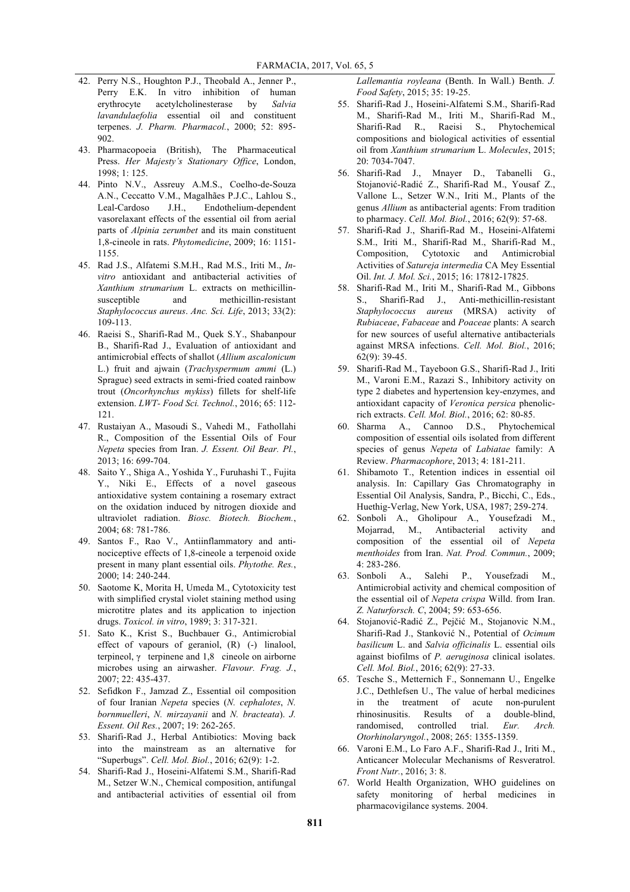42. Perry N.S., Houghton P.J., Theobald A., Jenner P., Perry E.K. In vitro inhibition of human erythrocyte acetylcholinesterase by *Salvia lavandulaefolia* essential oil and constituent terpenes. *J. Pharm. Pharmacol.*, 2000; 52: 895-902.
43. Pharmacopoeia (British), The Pharmaceutical Press. *Her Majesty's Stationary Office*, London, 1998; 1: 125.
44. Pinto N.V., Assreuy A.M.S., Coelho-de-Souza A.N., Ceccatto V.M., Magalhães P.J.C., Lahlou S., Leal-Cardoso J.H., Endothelium-dependent vasorelaxant effects of the essential oil from aerial parts of *Alpinia zerumbet* and its main constituent 1,8-cineole in rats. *Phytomedicine*, 2009; 16: 1151-1155.
45. Rad J.S., Alfatemi S.M.H., Rad M.S., Iriti M., *In-vitro* antioxidant and antibacterial activities of *Xanthium strumarium* L. extracts on methicillin-susceptible and methicillin-resistant *Staphylococcus aureus*. *Anc. Sci. Life*, 2013; 33(2): 109-113.
46. Raeisi S., Sharifi-Rad M., Quek S.Y., Shabanpour B., Sharifi-Rad J., Evaluation of antioxidant and antimicrobial effects of shallot (*Allium ascalonicum* L.) fruit and ajwain (*Trachyspermum ammi* (L.) Sprague) seed extracts in semi-fried coated rainbow trout (*Oncorhynchus mykiss*) fillets for shelf-life extension. *LWT- Food Sci. Technol.*, 2016; 65: 112-121.
47. Rustaiyan A., Masoudi S., Vahedi M., Fathollahi R., Composition of the Essential Oils of Four *Nepeta* species from Iran. *J. Essent. Oil Bear. Pl.*, 2013; 16: 699-704.
48. Saito Y., Shiga A., Yoshida Y., Furuhashi T., Fujita Y., Niki E., Effects of a novel gaseous antioxidative system containing a rosemary extract on the oxidation induced by nitrogen dioxide and ultraviolet radiation. *Biosc. Biotech. Biochem.*, 2004; 68: 781-786.
49. Santos F., Rao V., Antiinflammatory and antinociceptive effects of 1,8-cineole a terpenoid oxide present in many plant essential oils. *Phytothe. Res.*, 2000; 14: 240-244.
50. Saotome K, Morita H, Umeda M., Cytotoxicity test with simplified crystal violet staining method using microtitre plates and its application to injection drugs. *Toxicol. in vitro*, 1989; 3: 317-321.
51. Sato K., Krist S., Buchbauer G., Antimicrobial effect of vapours of geraniol, (R) (-) linalool, terpineol, γ terpinene and 1,8 cineole on airborne microbes using an airwasher. *Flavour. Frag. J.*, 2007; 22: 435-437.
52. Sefidkon F., Jamzad Z., Essential oil composition of four Iranian *Nepeta* species (*N. cephalotes*, *N. bornmuelleri*, *N. mirzayanii* and *N. bracteata*). *J. Essent. Oil Res.*, 2007; 19: 262-265.
53. Sharifi-Rad J., Herbal Antibiotics: Moving back into the mainstream as an alternative for "Superbugs". *Cell. Mol. Biol.*, 2016; 62(9): 1-2.
54. Sharifi-Rad J., Hoseini-Alfatemi S.M., Sharifi-Rad M., Setzer W.N., Chemical composition, antifungal and antibacterial activities of essential oil from *Lallemantia royleana* (Benth. In Wall.) Benth. *J. Food Safety*, 2015; 35: 19-25.
55. Sharifi-Rad J., Hoseini-Alfatemi S.M., Sharifi-Rad M., Sharifi-Rad M., Iriti M., Sharifi-Rad M., Sharifi-Rad R., Raeisi S., Phytochemical compositions and biological activities of essential oil from *Xanthium strumarium* L. *Molecules*, 2015; 20: 7034-7047.
56. Sharifi-Rad J., Mnayer D., Tabanelli G., Stojanović-Radić Z., Sharifi-Rad M., Yousaf Z., Vallone L., Setzer W.N., Iriti M., Plants of the genus *Allium* as antibacterial agents: From tradition to pharmacy. *Cell. Mol. Biol.*, 2016; 62(9): 57-68.
57. Sharifi-Rad J., Sharifi-Rad M., Hoseini-Alfatemi S.M., Iriti M., Sharifi-Rad M., Sharifi-Rad M., Composition, Cytotoxic and Antimicrobial Activities of *Satureja intermedia* CA Mey Essential Oil. *Int. J. Mol. Sci.*, 2015; 16: 17812-17825.
58. Sharifi-Rad M., Iriti M., Sharifi-Rad M., Gibbons S., Sharifi-Rad J., Anti-methicillin-resistant *Staphylococcus aureus* (MRSA) activity of *Rubiaceae*, *Fabaceae* and *Poaceae* plants: A search for new sources of useful alternative antibacterials against MRSA infections. *Cell. Mol. Biol.*, 2016; 62(9): 39-45.
59. Sharifi-Rad M., Tayeboon G.S., Sharifi-Rad J., Iriti M., Varoni E.M., Razazi S., Inhibitory activity on type 2 diabetes and hypertension key-enzymes, and antioxidant capacity of *Veronica persica* phenolic-rich extracts. *Cell. Mol. Biol.*, 2016; 62: 80-85.
60. Sharma A., Cannoo D.S., Phytochemical composition of essential oils isolated from different species of genus *Nepeta* of *Labiatae* family: A Review. *Pharmacophore*, 2013; 4: 181-211.
61. Shibamoto T., Retention indices in essential oil analysis. In: Capillary Gas Chromatography in Essential Oil Analysis, Sandra, P., Bicchi, C., Eds., Huethig-Verlag, New York, USA, 1987; 259-274.
62. Sonboli A., Gholipour A., Yousefzadi M., Mojarrad, M., Antibacterial activity and composition of the essential oil of *Nepeta menthoides* from Iran. *Nat. Prod. Commun.*, 2009; 4: 283-286.
63. Sonboli A., Salehi P., Yousefzadi M., Antimicrobial activity and chemical composition of the essential oil of *Nepeta crispa* Willd. from Iran. *Z. Naturforsch. C*, 2004; 59: 653-656.
64. Stojanović-Radić Z., Pejčić M., Stojanovic N.M., Sharifi-Rad J., Stanković N., Potential of *Ocimum basilicum* L. and *Salvia officinalis* L. essential oils against biofilms of *P. aeruginosa* clinical isolates. *Cell. Mol. Biol.*, 2016; 62(9): 27-33.
65. Tesche S., Metternich F., Sonnemann U., Engelke J.C., Dethlefsen U., The value of herbal medicines in the treatment of acute non-purulent rhinosinusitis. Results of a double-blind, randomised, controlled trial. *Eur. Arch. Otorhinolaryngol.*, 2008; 265: 1355-1359.
66. Varoni E.M., Lo Faro A.F., Sharifi-Rad J., Iriti M., Anticancer Molecular Mechanisms of Resveratrol. *Front Nutr.*, 2016; 3: 8.
67. World Health Organization, WHO guidelines on safety monitoring of herbal medicines in pharmacovigilance systems. 2004.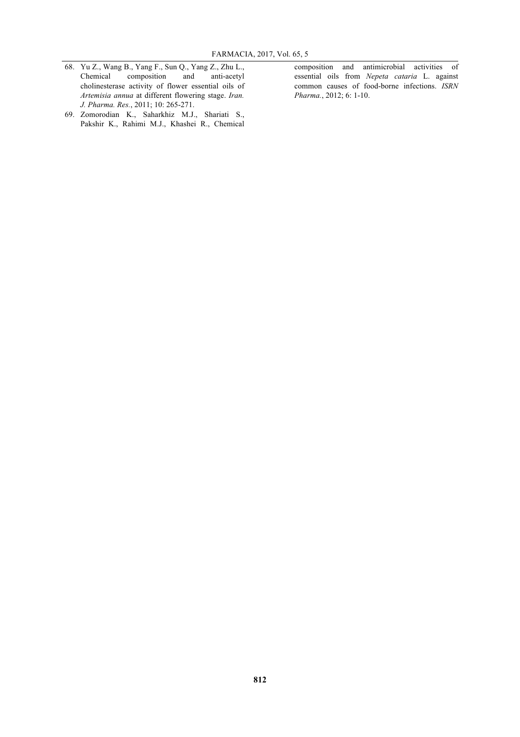68. Yu Z., Wang B., Yang F., Sun Q., Yang Z., Zhu L., Chemical composition and anti-acetyl cholinesterase activity of flower essential oils of *Artemisia annua* at different flowering stage. *Iran. J. Pharma. Res.*, 2011; 10: 265-271.
69. Zomorodian K., Saharkhiz M.J., Shariati S., Pakshir K., Rahimi M.J., Khashei R., Chemical composition and antimicrobial activities of essential oils from *Nepeta cataria* L. against common causes of food-borne infections. *ISRN Pharma.*, 2012; 6: 1-10.